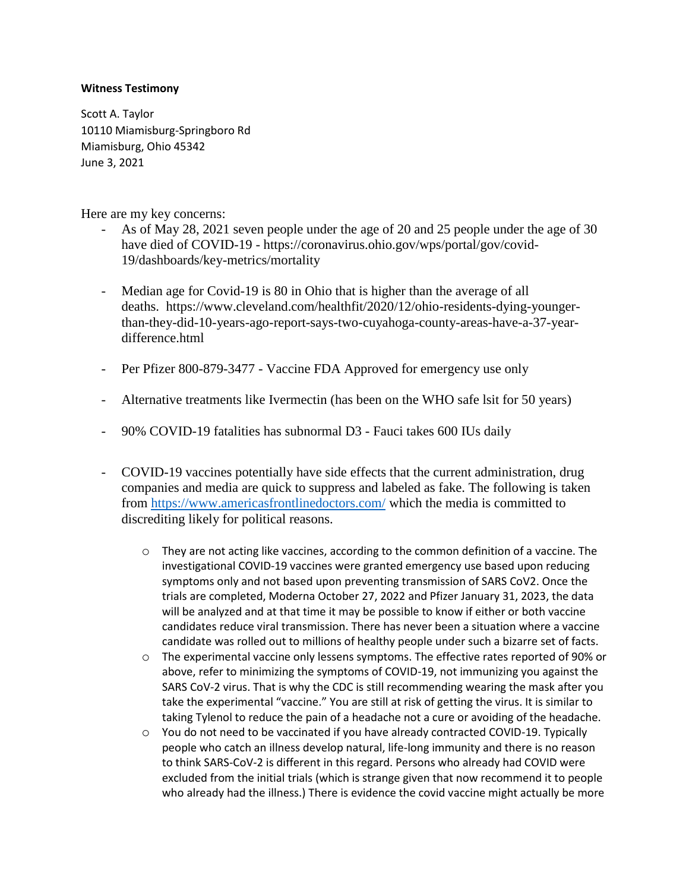**Witness Testimony**

Scott A. Taylor
10110 Miamisburg-Springboro Rd
Miamisburg, Ohio 45342
June 3, 2021

Here are my key concerns:

- As of May 28, 2021 seven people under the age of 20 and 25 people under the age of 30 have died of COVID-19 - https://coronavirus.ohio.gov/wps/portal/gov/covid-19/dashboards/key-metrics/mortality

- Median age for Covid-19 is 80 in Ohio that is higher than the average of all deaths. https://www.cleveland.com/healthfit/2020/12/ohio-residents-dying-younger-than-they-did-10-years-ago-report-says-two-cuyahoga-county-areas-have-a-37-year-difference.html

- Per Pfizer 800-879-3477 - Vaccine FDA Approved for emergency use only

- Alternative treatments like Ivermectin (has been on the WHO safe lsit for 50 years)

- 90% COVID-19 fatalities has subnormal D3 - Fauci takes 600 IUs daily

- COVID-19 vaccines potentially have side effects that the current administration, drug companies and media are quick to suppress and labeled as fake. The following is taken from https://www.americasfrontlinedoctors.com/ which the media is committed to discrediting likely for political reasons.

  - They are not acting like vaccines, according to the common definition of a vaccine. The investigational COVID-19 vaccines were granted emergency use based upon reducing symptoms only and not based upon preventing transmission of SARS CoV2. Once the trials are completed, Moderna October 27, 2022 and Pfizer January 31, 2023, the data will be analyzed and at that time it may be possible to know if either or both vaccine candidates reduce viral transmission. There has never been a situation where a vaccine candidate was rolled out to millions of healthy people under such a bizarre set of facts.
  - The experimental vaccine only lessens symptoms. The effective rates reported of 90% or above, refer to minimizing the symptoms of COVID-19, not immunizing you against the SARS CoV-2 virus. That is why the CDC is still recommending wearing the mask after you take the experimental "vaccine." You are still at risk of getting the virus. It is similar to taking Tylenol to reduce the pain of a headache not a cure or avoiding of the headache.
  - You do not need to be vaccinated if you have already contracted COVID-19. Typically people who catch an illness develop natural, life-long immunity and there is no reason to think SARS-CoV-2 is different in this regard. Persons who already had COVID were excluded from the initial trials (which is strange given that now recommend it to people who already had the illness.) There is evidence the covid vaccine might actually be more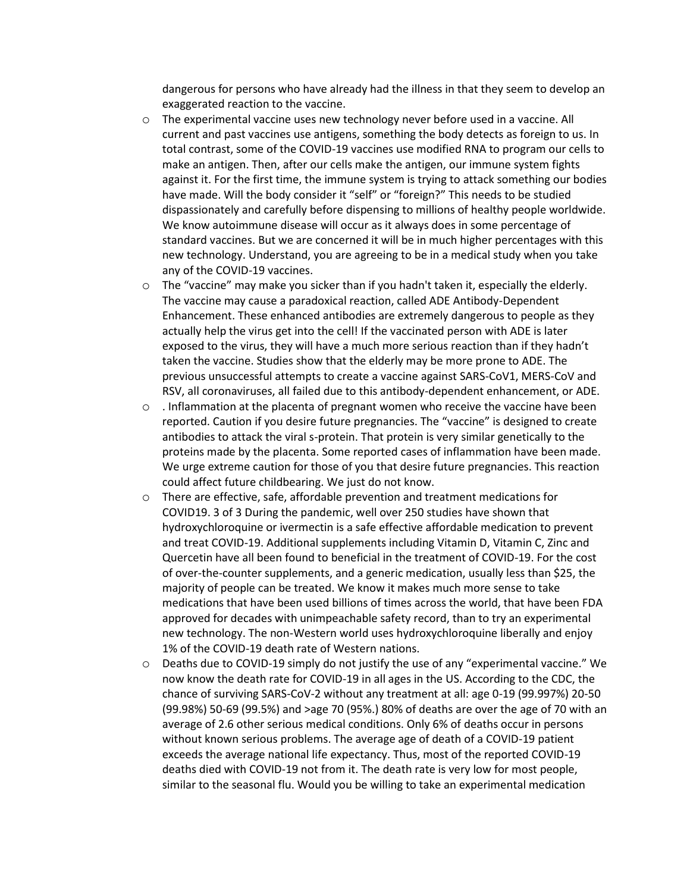dangerous for persons who have already had the illness in that they seem to develop an exaggerated reaction to the vaccine.

- The experimental vaccine uses new technology never before used in a vaccine. All current and past vaccines use antigens, something the body detects as foreign to us. In total contrast, some of the COVID-19 vaccines use modified RNA to program our cells to make an antigen. Then, after our cells make the antigen, our immune system fights against it. For the first time, the immune system is trying to attack something our bodies have made. Will the body consider it "self" or "foreign?" This needs to be studied dispassionately and carefully before dispensing to millions of healthy people worldwide. We know autoimmune disease will occur as it always does in some percentage of standard vaccines. But we are concerned it will be in much higher percentages with this new technology. Understand, you are agreeing to be in a medical study when you take any of the COVID-19 vaccines.
- The "vaccine" may make you sicker than if you hadn't taken it, especially the elderly. The vaccine may cause a paradoxical reaction, called ADE Antibody-Dependent Enhancement. These enhanced antibodies are extremely dangerous to people as they actually help the virus get into the cell! If the vaccinated person with ADE is later exposed to the virus, they will have a much more serious reaction than if they hadn't taken the vaccine. Studies show that the elderly may be more prone to ADE. The previous unsuccessful attempts to create a vaccine against SARS-CoV1, MERS-CoV and RSV, all coronaviruses, all failed due to this antibody-dependent enhancement, or ADE.
- . Inflammation at the placenta of pregnant women who receive the vaccine have been reported. Caution if you desire future pregnancies. The "vaccine" is designed to create antibodies to attack the viral s-protein. That protein is very similar genetically to the proteins made by the placenta. Some reported cases of inflammation have been made. We urge extreme caution for those of you that desire future pregnancies. This reaction could affect future childbearing. We just do not know.
- There are effective, safe, affordable prevention and treatment medications for COVID19. 3 of 3 During the pandemic, well over 250 studies have shown that hydroxychloroquine or ivermectin is a safe effective affordable medication to prevent and treat COVID-19. Additional supplements including Vitamin D, Vitamin C, Zinc and Quercetin have all been found to beneficial in the treatment of COVID-19. For the cost of over-the-counter supplements, and a generic medication, usually less than $25, the majority of people can be treated. We know it makes much more sense to take medications that have been used billions of times across the world, that have been FDA approved for decades with unimpeachable safety record, than to try an experimental new technology. The non-Western world uses hydroxychloroquine liberally and enjoy 1% of the COVID-19 death rate of Western nations.
- Deaths due to COVID-19 simply do not justify the use of any "experimental vaccine." We now know the death rate for COVID-19 in all ages in the US. According to the CDC, the chance of surviving SARS-CoV-2 without any treatment at all: age 0-19 (99.997%) 20-50 (99.98%) 50-69 (99.5%) and >age 70 (95%.) 80% of deaths are over the age of 70 with an average of 2.6 other serious medical conditions. Only 6% of deaths occur in persons without known serious problems. The average age of death of a COVID-19 patient exceeds the average national life expectancy. Thus, most of the reported COVID-19 deaths died with COVID-19 not from it. The death rate is very low for most people, similar to the seasonal flu. Would you be willing to take an experimental medication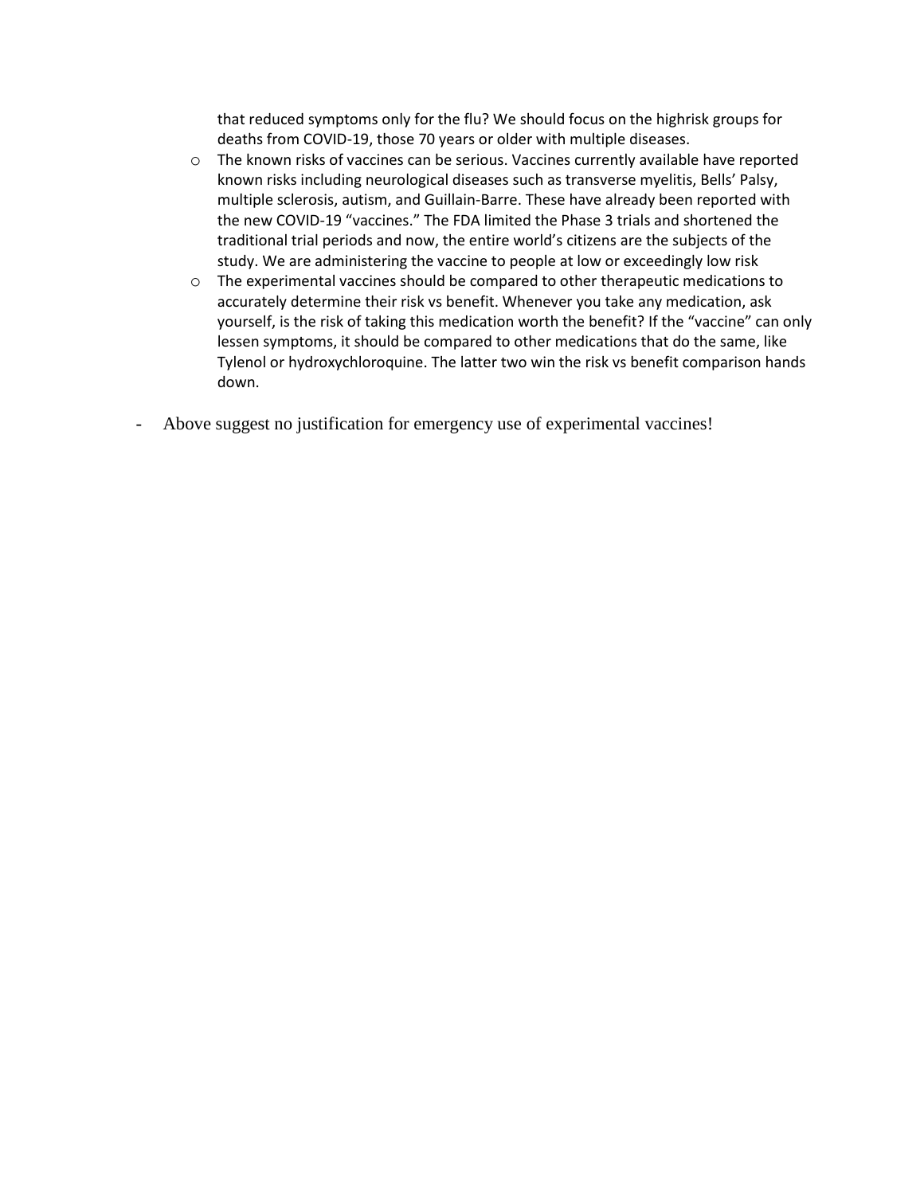that reduced symptoms only for the flu? We should focus on the highrisk groups for deaths from COVID-19, those 70 years or older with multiple diseases.

  - The known risks of vaccines can be serious. Vaccines currently available have reported known risks including neurological diseases such as transverse myelitis, Bells' Palsy, multiple sclerosis, autism, and Guillain-Barre. These have already been reported with the new COVID-19 "vaccines." The FDA limited the Phase 3 trials and shortened the traditional trial periods and now, the entire world's citizens are the subjects of the study. We are administering the vaccine to people at low or exceedingly low risk
  - The experimental vaccines should be compared to other therapeutic medications to accurately determine their risk vs benefit. Whenever you take any medication, ask yourself, is the risk of taking this medication worth the benefit? If the "vaccine" can only lessen symptoms, it should be compared to other medications that do the same, like Tylenol or hydroxychloroquine. The latter two win the risk vs benefit comparison hands down.

- Above suggest no justification for emergency use of experimental vaccines!